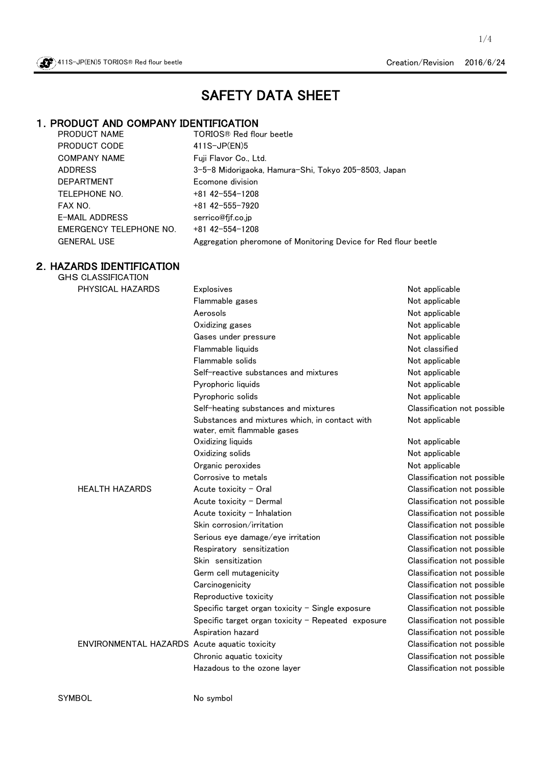# SAFETY DATA SHEET

## 1. PRODUCT AND COMPANY IDENTIFICATION

| | |
|---|---|
| PRODUCT NAME | TORIOS® Red flour beetle |
| PRODUCT CODE | 411S-JP(EN)5 |
| COMPANY NAME | Fuji Flavor Co., Ltd. |
| ADDRESS | 3-5-8 Midorigaoka, Hamura-Shi, Tokyo 205-8503, Japan |
| DEPARTMENT | Ecomone division |
| TELEPHONE NO. | +81 42-554-1208 |
| FAX NO. | +81 42-555-7920 |
| E-MAIL ADDRESS | serrico@fjf.co.jp |
| EMERGENCY TELEPHONE NO. | +81 42-554-1208 |
| GENERAL USE | Aggregation pheromone of Monitoring Device for Red flour beetle |

## 2. HAZARDS IDENTIFICATION

GHS CLASSIFICATION

| | | |
|---|---|---|
| PHYSICAL HAZARDS | Explosives | Not applicable |
| | Flammable gases | Not applicable |
| | Aerosols | Not applicable |
| | Oxidizing gases | Not applicable |
| | Gases under pressure | Not applicable |
| | Flammable liquids | Not classified |
| | Flammable solids | Not applicable |
| | Self-reactive substances and mixtures | Not applicable |
| | Pyrophoric liquids | Not applicable |
| | Pyrophoric solids | Not applicable |
| | Self-heating substances and mixtures | Classification not possible |
| | Substances and mixtures which, in contact with water, emit flammable gases | Not applicable |
| | Oxidizing liquids | Not applicable |
| | Oxidizing solids | Not applicable |
| | Organic peroxides | Not applicable |
| | Corrosive to metals | Classification not possible |
| HEALTH HAZARDS | Acute toxicity - Oral | Classification not possible |
| | Acute toxicity - Dermal | Classification not possible |
| | Acute toxicity - Inhalation | Classification not possible |
| | Skin corrosion/irritation | Classification not possible |
| | Serious eye damage/eye irritation | Classification not possible |
| | Respiratory sensitization | Classification not possible |
| | Skin sensitization | Classification not possible |
| | Germ cell mutagenicity | Classification not possible |
| | Carcinogenicity | Classification not possible |
| | Reproductive toxicity | Classification not possible |
| | Specific target organ toxicity - Single exposure | Classification not possible |
| | Specific target organ toxicity - Repeated exposure | Classification not possible |
| | Aspiration hazard | Classification not possible |
| ENVIRONMENTAL HAZARDS | Acute aquatic toxicity | Classification not possible |
| | Chronic aquatic toxicity | Classification not possible |
| | Hazadous to the ozone layer | Classification not possible |

SYMBOL　　No symbol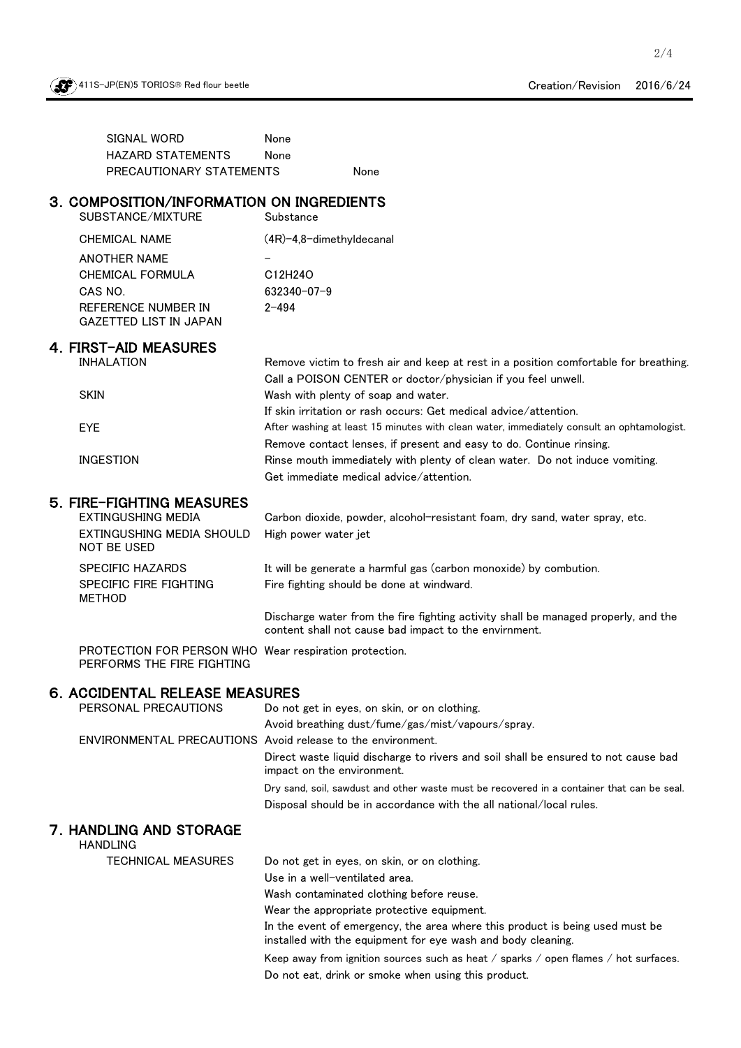| | |
|---|---|
| SIGNAL WORD | None |
| HAZARD STATEMENTS | None |
| PRECAUTIONARY STATEMENTS | None |

## 3. COMPOSITION/INFORMATION ON INGREDIENTS

| | |
|---|---|
| SUBSTANCE/MIXTURE | Substance |
| CHEMICAL NAME | (4R)-4,8-dimethyldecanal |
| ANOTHER NAME | – |
| CHEMICAL FORMULA | $C_{12}H_{24}O$ |
| CAS NO. | 632340-07-9 |
| REFERENCE NUMBER IN GAZETTED LIST IN JAPAN | 2-494 |

## 4. FIRST-AID MEASURES

| | |
|---|---|
| INHALATION | Remove victim to fresh air and keep at rest in a position comfortable for breathing. |
| | Call a POISON CENTER or doctor/physician if you feel unwell. |
| SKIN | Wash with plenty of soap and water. |
| | If skin irritation or rash occurs: Get medical advice/attention. |
| EYE | After washing at least 15 minutes with clean water, immediately consult an ophtamologist. |
| | Remove contact lenses, if present and easy to do. Continue rinsing. |
| INGESTION | Rinse mouth immediately with plenty of clean water. Do not induce vomiting. |
| | Get immediate medical advice/attention. |

## 5. FIRE-FIGHTING MEASURES

| | |
|---|---|
| EXTINGUSHING MEDIA | Carbon dioxide, powder, alcohol-resistant foam, dry sand, water spray, etc. |
| EXTINGUSHING MEDIA SHOULD NOT BE USED | High power water jet |
| SPECIFIC HAZARDS | It will be generate a harmful gas (carbon monoxide) by combution. |
| SPECIFIC FIRE FIGHTING METHOD | Fire fighting should be done at windward. |
| | Discharge water from the fire fighting activity shall be managed properly, and the content shall not cause bad impact to the envirnment. |
| PROTECTION FOR PERSON WHO PERFORMS THE FIRE FIGHTING | Wear respiration protection. |

## 6. ACCIDENTAL RELEASE MEASURES

| | |
|---|---|
| PERSONAL PRECAUTIONS | Do not get in eyes, on skin, or on clothing. |
| | Avoid breathing dust/fume/gas/mist/vapours/spray. |
| ENVIRONMENTAL PRECAUTIONS | Avoid release to the environment. |
| | Direct waste liquid discharge to rivers and soil shall be ensured to not cause bad impact on the environment. |
| | Dry sand, soil, sawdust and other waste must be recovered in a container that can be seal. |
| | Disposal should be in accordance with the all national/local rules. |

## 7. HANDLING AND STORAGE

HANDLING

| | |
|---|---|
| TECHNICAL MEASURES | Do not get in eyes, on skin, or on clothing. |
| | Use in a well-ventilated area. |
| | Wash contaminated clothing before reuse. |
| | Wear the appropriate protective equipment. |
| | In the event of emergency, the area where this product is being used must be installed with the equipment for eye wash and body cleaning. |
| | Keep away from ignition sources such as heat / sparks / open flames / hot surfaces. |
| | Do not eat, drink or smoke when using this product. |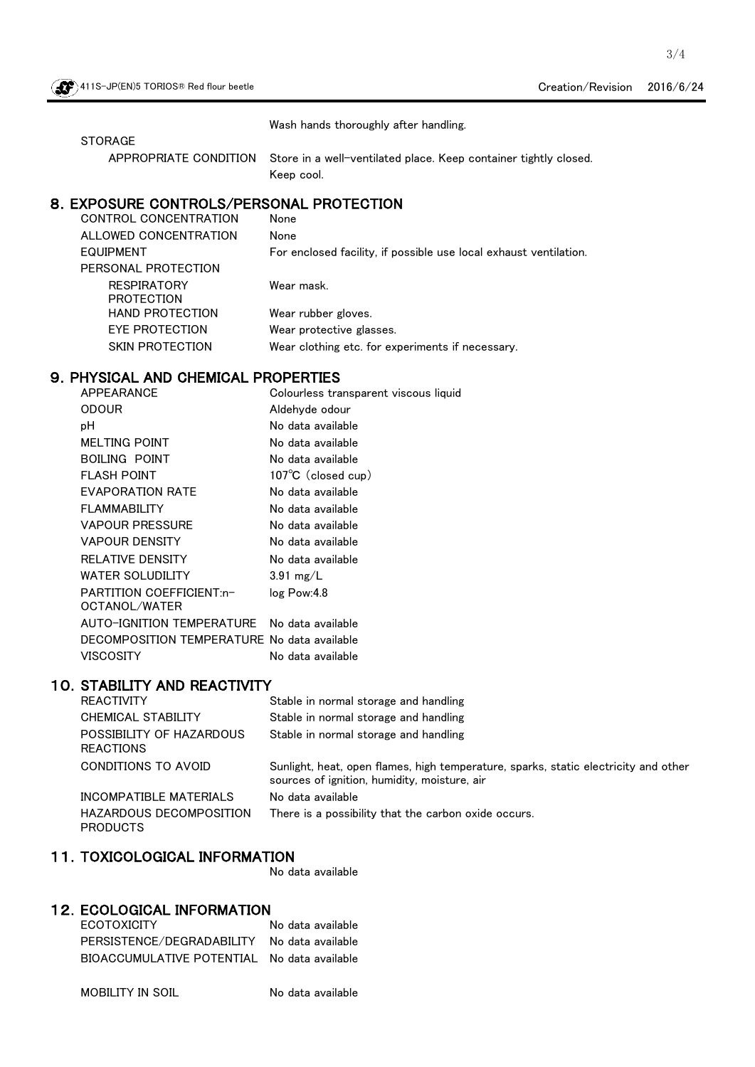|  | Wash hands thoroughly after handling. |
|---|---|
| STORAGE |  |
| APPROPRIATE CONDITION | Store in a well-ventilated place. Keep container tightly closed. Keep cool. |

## 8. EXPOSURE CONTROLS/PERSONAL PROTECTION

| | |
|---|---|
| CONTROL CONCENTRATION | None |
| ALLOWED CONCENTRATION | None |
| EQUIPMENT | For enclosed facility, if possible use local exhaust ventilation. |
| PERSONAL PROTECTION | |
| RESPIRATORY PROTECTION | Wear mask. |
| HAND PROTECTION | Wear rubber gloves. |
| EYE PROTECTION | Wear protective glasses. |
| SKIN PROTECTION | Wear clothing etc. for experiments if necessary. |

## 9. PHYSICAL AND CHEMICAL PROPERTIES

| | |
|---|---|
| APPEARANCE | Colourless transparent viscous liquid |
| ODOUR | Aldehyde odour |
| pH | No data available |
| MELTING POINT | No data available |
| BOILING POINT | No data available |
| FLASH POINT | 107℃ (closed cup) |
| EVAPORATION RATE | No data available |
| FLAMMABILITY | No data available |
| VAPOUR PRESSURE | No data available |
| VAPOUR DENSITY | No data available |
| RELATIVE DENSITY | No data available |
| WATER SOLUDILITY | 3.91 mg/L |
| PARTITION COEFFICIENT:n-OCTANOL/WATER | log Pow:4.8 |
| AUTO-IGNITION TEMPERATURE | No data available |
| DECOMPOSITION TEMPERATURE | No data available |
| VISCOSITY | No data available |

## 10. STABILITY AND REACTIVITY

| | |
|---|---|
| REACTIVITY | Stable in normal storage and handling |
| CHEMICAL STABILITY | Stable in normal storage and handling |
| POSSIBILITY OF HAZARDOUS REACTIONS | Stable in normal storage and handling |
| CONDITIONS TO AVOID | Sunlight, heat, open flames, high temperature, sparks, static electricity and other sources of ignition, humidity, moisture, air |
| INCOMPATIBLE MATERIALS | No data available |
| HAZARDOUS DECOMPOSITION PRODUCTS | There is a possibility that the carbon oxide occurs. |

## 11. TOXICOLOGICAL INFORMATION

No data available

## 12. ECOLOGICAL INFORMATION

| | |
|---|---|
| ECOTOXICITY | No data available |
| PERSISTENCE/DEGRADABILITY | No data available |
| BIOACCUMULATIVE POTENTIAL | No data available |
| MOBILITY IN SOIL | No data available |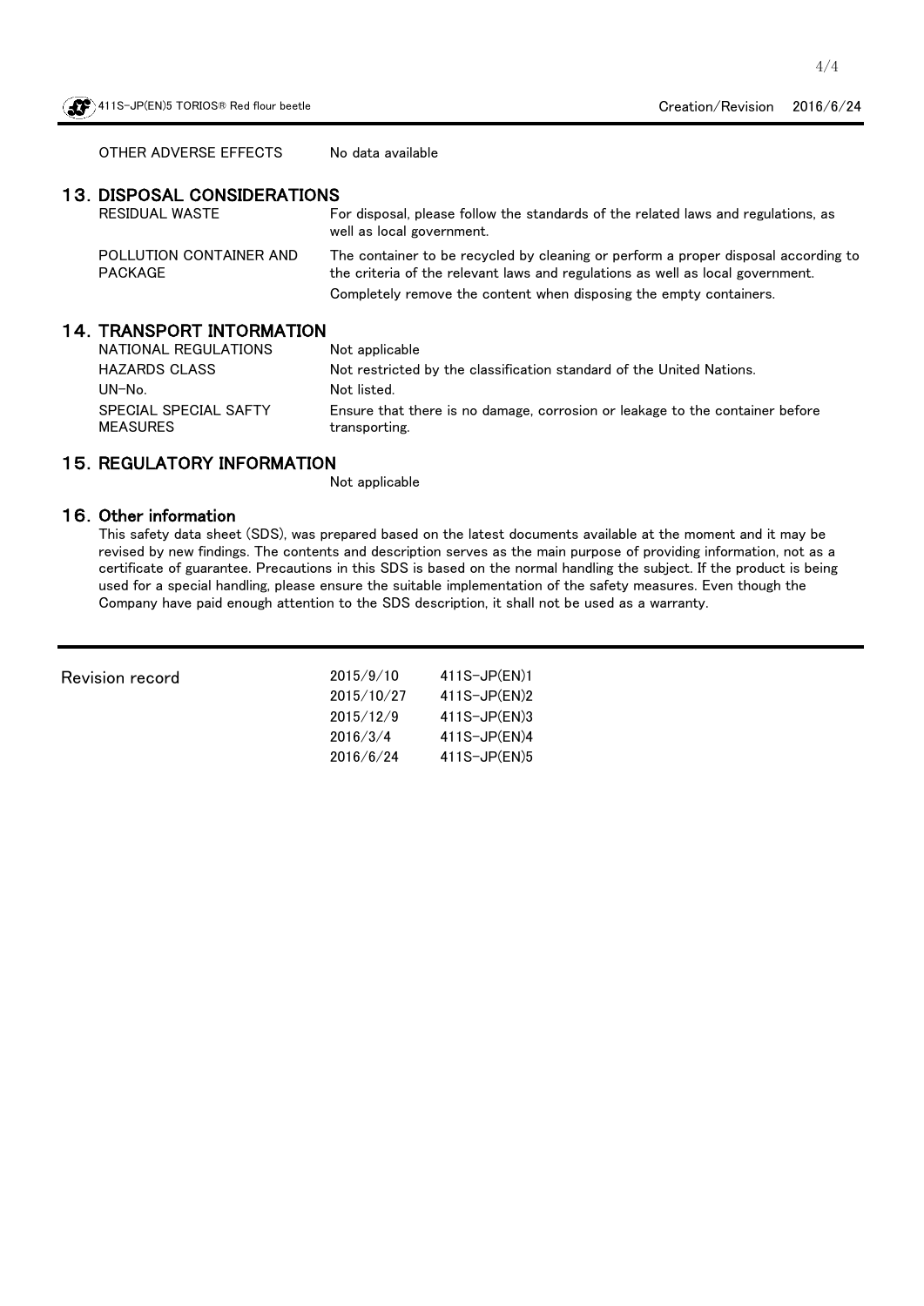| | |
|---|---|
| OTHER ADVERSE EFFECTS | No data available |

## 13. DISPOSAL CONSIDERATIONS

| | |
|---|---|
| RESIDUAL WASTE | For disposal, please follow the standards of the related laws and regulations, as well as local government. |
| POLLUTION CONTAINER AND PACKAGE | The container to be recycled by cleaning or perform a proper disposal according to the criteria of the relevant laws and regulations as well as local government. Completely remove the content when disposing the empty containers. |

## 14. TRANSPORT INFORMATION

| | |
|---|---|
| NATIONAL REGULATIONS | Not applicable |
| HAZARDS CLASS | Not restricted by the classification standard of the United Nations. |
| UN-No. | Not listed. |
| SPECIAL SPECIAL SAFTY MEASURES | Ensure that there is no damage, corrosion or leakage to the container before transporting. |

## 15. REGULATORY INFORMATION

Not applicable

## 16. Other information

This safety data sheet (SDS), was prepared based on the latest documents available at the moment and it may be revised by new findings. The contents and description serves as the main purpose of providing information, not as a certificate of guarantee. Precautions in this SDS is based on the normal handling the subject. If the product is being used for a special handling, please ensure the suitable implementation of the safety measures. Even though the Company have paid enough attention to the SDS description, it shall not be used as a warranty.

---

| Revision record | | |
|---|---|---|
| | 2015/9/10 | 411S-JP(EN)1 |
| | 2015/10/27 | 411S-JP(EN)2 |
| | 2015/12/9 | 411S-JP(EN)3 |
| | 2016/3/4 | 411S-JP(EN)4 |
| | 2016/6/24 | 411S-JP(EN)5 |